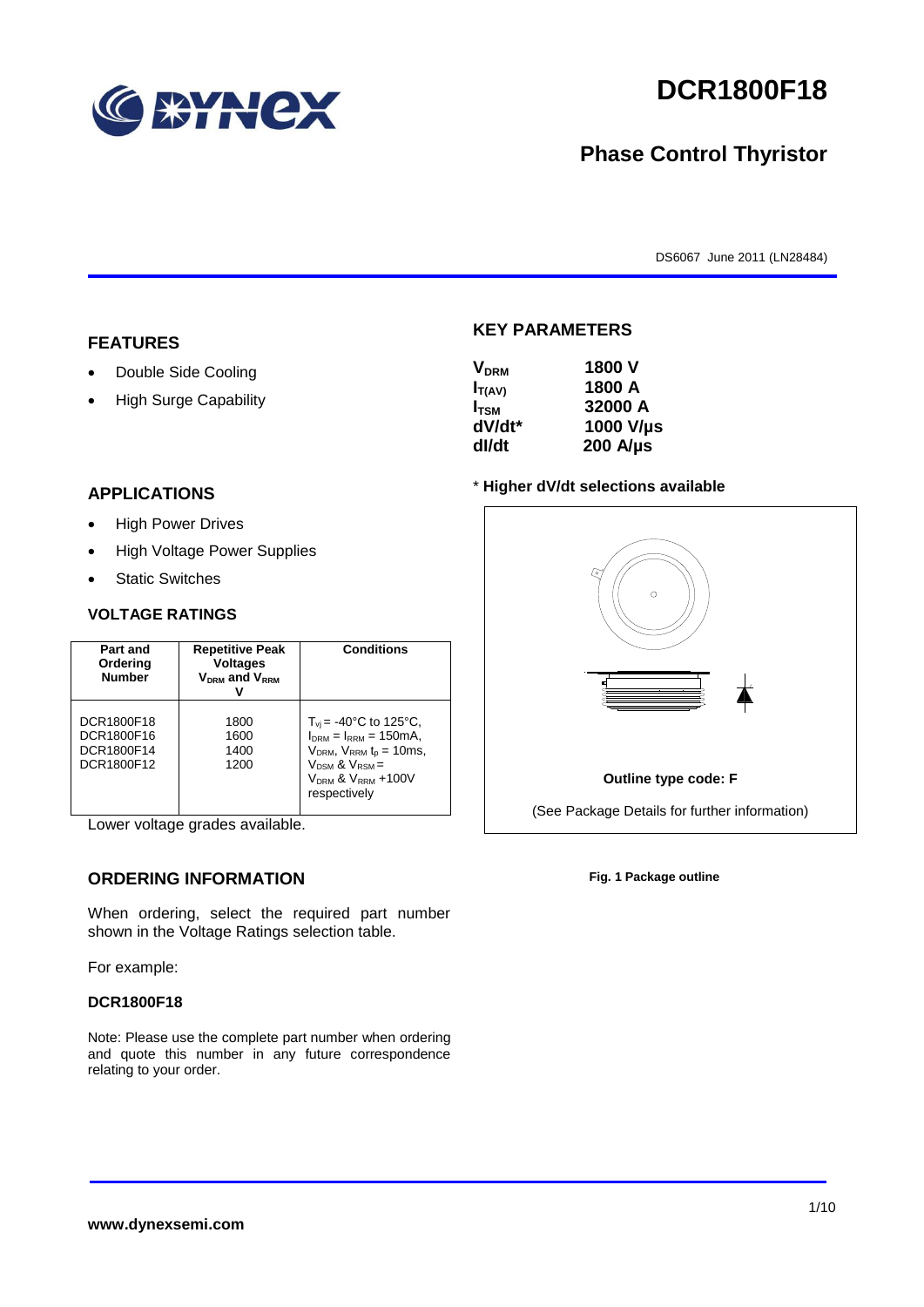# DCR1800F18

## Phase Control Thyristor

DS6067 June 2011 (LN28484)

## FEATURES

- Double Side Cooling
- High Surge Capability

## APPLICATIONS

- High Power Drives
- High Voltage Power Supplies
- Static Switches

## VOLTAGE RATINGS

| Part and Ordering Number | Repetitive Peak Voltages $V_{DRM}$ and $V_{RRM}$ V | Conditions |
|---|---|---|
| DCR1800F18<br>DCR1800F16<br>DCR1800F14<br>DCR1800F12 | 1800<br>1600<br>1400<br>1200 | $T_{vj}$ = -40°C to 125°C, $I_{DRM}$ = $I_{RRM}$ = 150mA, $V_{DRM}$, $V_{RRM}$ $t_p$ = 10ms, $V_{DSM}$ & $V_{RSM}$ = $V_{DRM}$ & $V_{RRM}$ +100V respectively |

Lower voltage grades available.

## ORDERING INFORMATION

When ordering, select the required part number shown in the Voltage Ratings selection table.

For example:

**DCR1800F18**

Note: Please use the complete part number when ordering and quote this number in any future correspondence relating to your order.

## KEY PARAMETERS

| | |
|---|---|
| $V_{DRM}$ | 1800 V |
| $I_{T(AV)}$ | 1800 A |
| $I_{TSM}$ | 32000 A |
| dV/dt* | 1000 V/µs |
| dI/dt | 200 A/µs |

\* **Higher dV/dt selections available**

**Outline type code: F**

(See Package Details for further information)

**Fig. 1 Package outline**

**www.dynexsemi.com**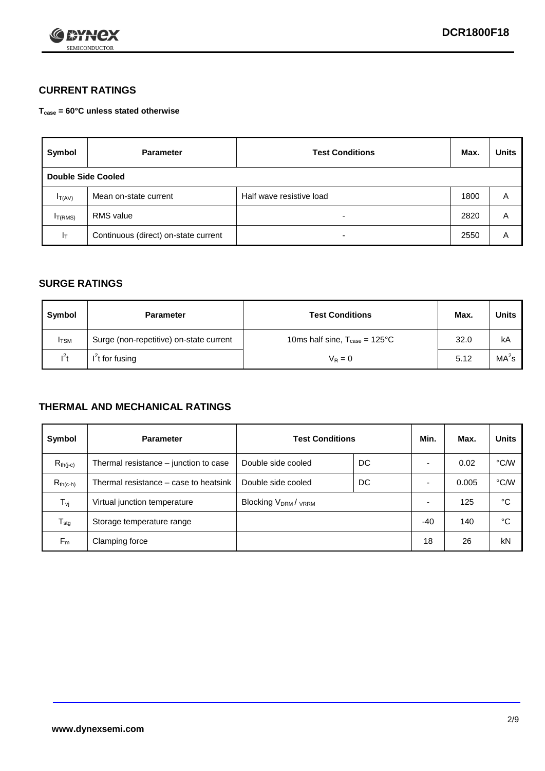## CURRENT RATINGS

**$T_{case}$ = 60°C unless stated otherwise**

| Symbol | Parameter | Test Conditions | Max. | Units |
|---|---|---|---|---|
| **Double Side Cooled** | | | | |
| $I_{T(AV)}$ | Mean on-state current | Half wave resistive load | 1800 | A |
| $I_{T(RMS)}$ | RMS value | - | 2820 | A |
| $I_T$ | Continuous (direct) on-state current | - | 2550 | A |

## SURGE RATINGS

| Symbol | Parameter | Test Conditions | Max. | Units |
|---|---|---|---|---|
| $I_{TSM}$ | Surge (non-repetitive) on-state current | 10ms half sine, $T_{case}$ = 125°C | 32.0 | kA |
| $I^2t$ | $I^2t$ for fusing | $V_R = 0$ | 5.12 | $MA^2s$ |

## THERMAL AND MECHANICAL RATINGS

| Symbol | Parameter | Test Conditions | | Min. | Max. | Units |
|---|---|---|---|---|---|---|
| $R_{th(j-c)}$ | Thermal resistance – junction to case | Double side cooled | DC | - | 0.02 | °C/W |
| $R_{th(c-h)}$ | Thermal resistance – case to heatsink | Double side cooled | DC | - | 0.005 | °C/W |
| $T_{vj}$ | Virtual junction temperature | Blocking $V_{DRM}$ / $V_{RRM}$ | | - | 125 | °C |
| $T_{stg}$ | Storage temperature range | | | -40 | 140 | °C |
| $F_m$ | Clamping force | | | 18 | 26 | kN |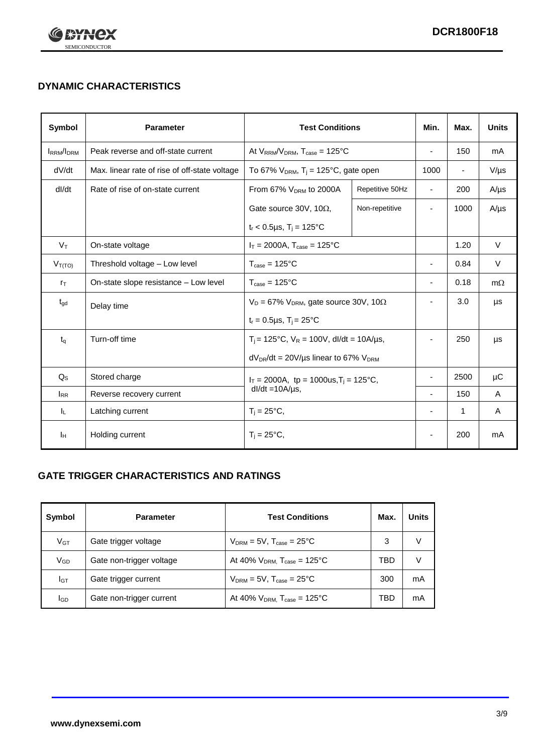## DYNAMIC CHARACTERISTICS

| Symbol | Parameter | Test Conditions | | Min. | Max. | Units |
|---|---|---|---|---|---|---|
| $I_{RRM}/I_{DRM}$ | Peak reverse and off-state current | At $V_{RRM}/V_{DRM}$, $T_{case}$ = 125°C | | - | 150 | mA |
| dV/dt | Max. linear rate of rise of off-state voltage | To 67% $V_{DRM}$, $T_j$ = 125°C, gate open | | 1000 | - | V/µs |
| dI/dt | Rate of rise of on-state current | From 67% $V_{DRM}$ to 2000A | Repetitive 50Hz | - | 200 | A/µs |
| | | Gate source 30V, 10Ω, $t_r$ < 0.5µs, $T_j$ = 125°C | Non-repetitive | - | 1000 | A/µs |
| $V_T$ | On-state voltage | $I_T$ = 2000A, $T_{case}$ = 125°C | | | 1.20 | V |
| $V_{T(TO)}$ | Threshold voltage – Low level | $T_{case}$ = 125°C | | - | 0.84 | V |
| $r_T$ | On-state slope resistance – Low level | $T_{case}$ = 125°C | | - | 0.18 | mΩ |
| $t_{gd}$ | Delay time | $V_D$ = 67% $V_{DRM}$, gate source 30V, 10Ω, $t_r$ = 0.5µs, $T_j$ = 25°C | | - | 3.0 | µs |
| $t_q$ | Turn-off time | $T_j$ = 125°C, $V_R$ = 100V, dI/dt = 10A/µs, $dV_{DR}/dt$ = 20V/µs linear to 67% $V_{DRM}$ | | - | 250 | µs |
| $Q_S$ | Stored charge | $I_T$ = 2000A, tp = 1000us, $T_j$ = 125°C, dI/dt = 10A/µs, | | - | 2500 | µC |
| $I_{RR}$ | Reverse recovery current | | | - | 150 | A |
| $I_L$ | Latching current | $T_j$ = 25°C, | | - | 1 | A |
| $I_H$ | Holding current | $T_j$ = 25°C, | | - | 200 | mA |

## GATE TRIGGER CHARACTERISTICS AND RATINGS

| Symbol | Parameter | Test Conditions | Max. | Units |
|---|---|---|---|---|
| $V_{GT}$ | Gate trigger voltage | $V_{DRM}$ = 5V, $T_{case}$ = 25°C | 3 | V |
| $V_{GD}$ | Gate non-trigger voltage | At 40% $V_{DRM}$, $T_{case}$ = 125°C | TBD | V |
| $I_{GT}$ | Gate trigger current | $V_{DRM}$ = 5V, $T_{case}$ = 25°C | 300 | mA |
| $I_{GD}$ | Gate non-trigger current | At 40% $V_{DRM}$, $T_{case}$ = 125°C | TBD | mA |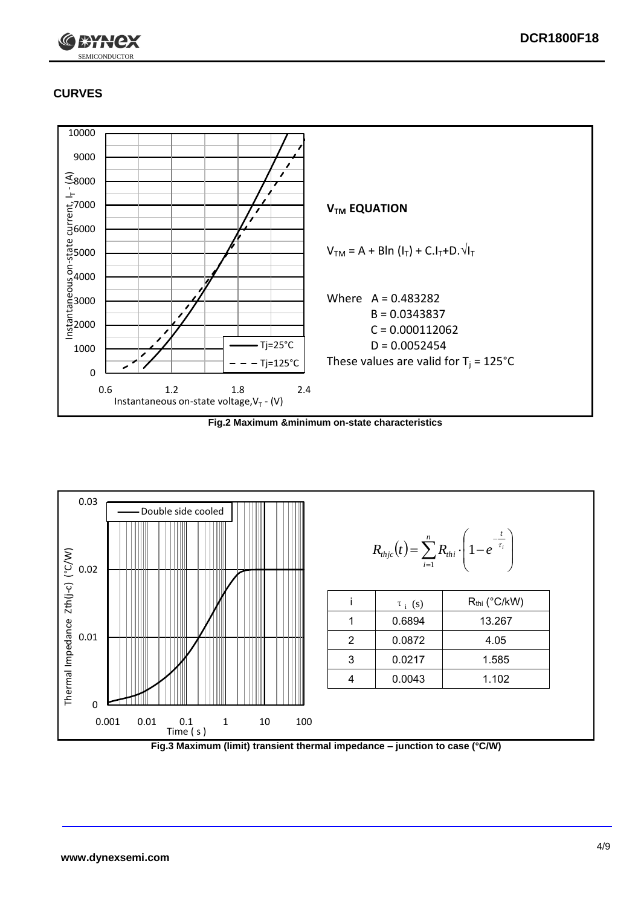## CURVES

**$V_{TM}$ EQUATION**

$V_{TM} = A + B\ln(I_T) + C.I_T + D.\sqrt{I_T}$

Where A = 0.483282
B = 0.0343837
C = 0.000112062
D = 0.0052454

These values are valid for $T_j = 125°C$

Fig.2 Maximum &minimum on-state characteristics

$$R_{thjc}(t) = \sum_{i=1}^{n} R_{thi} \cdot \left(1 - e^{-\frac{t}{\tau_i}}\right)$$

| i | $\tau_i$ (s) | $R_{thi}$ (°C/kW) |
|---|---|---|
| 1 | 0.6894 | 13.267 |
| 2 | 0.0872 | 4.05 |
| 3 | 0.0217 | 1.585 |
| 4 | 0.0043 | 1.102 |

Fig.3 Maximum (limit) transient thermal impedance – junction to case (°C/W)

www.dynexsemi.com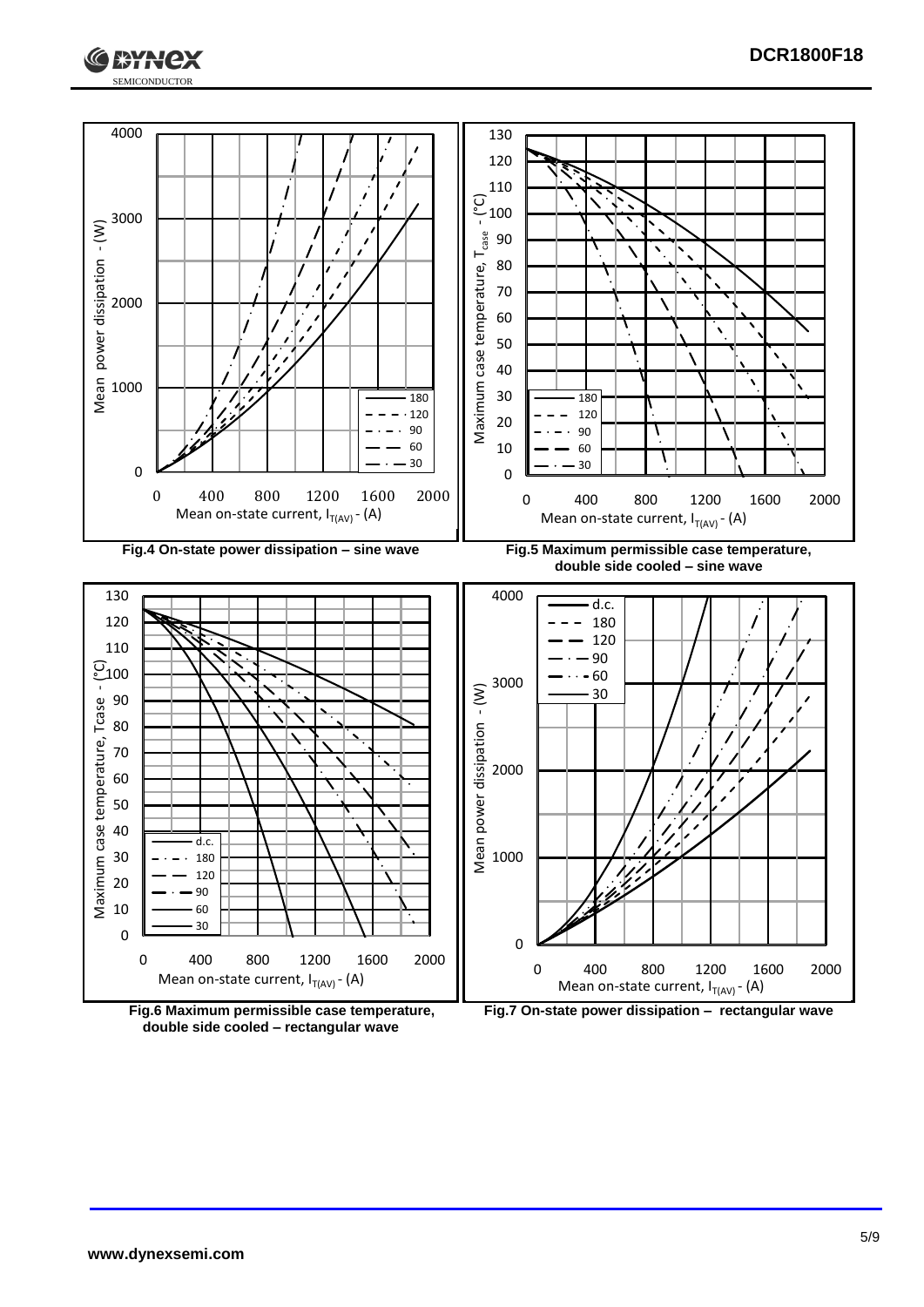Fig.4 On-state power dissipation – sine wave

Fig.5 Maximum permissible case temperature, double side cooled – sine wave

Fig.6 Maximum permissible case temperature, double side cooled – rectangular wave

Fig.7 On-state power dissipation – rectangular wave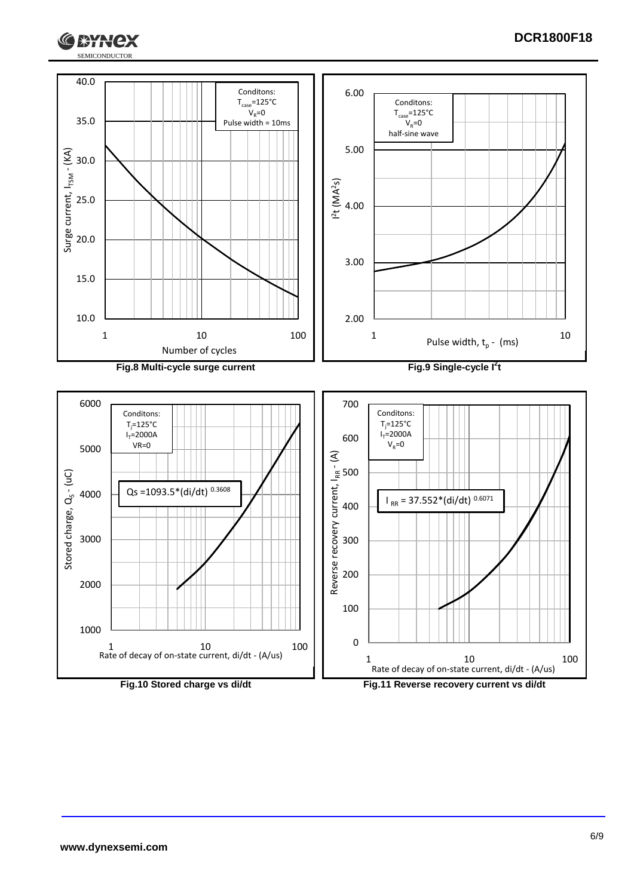Conditons:
$T_{case}$=125°C
$V_R$=0
Pulse width = 10ms

Surge current, $I_{TSM}$ - (KA)

Number of cycles

**Fig.8 Multi-cycle surge current**

Conditons:
$T_{case}$=125°C
$V_R$=0
half-sine wave

$I^2t$ ($MA^2s$)

Pulse width, $t_p$ - (ms)

**Fig.9 Single-cycle $I^2t$**

Conditons:
$T_j$=125°C
$I_T$=2000A
VR=0

$Qs = 1093.5*(di/dt)^{0.3608}$

Stored charge, $Q_S$ - (uC)

Rate of decay of on-state current, di/dt - (A/us)

**Fig.10 Stored charge vs di/dt**

Conditons:
$T_j$=125°C
$I_T$=2000A
$V_R$=0

$I_{RR} = 37.552*(di/dt)^{0.6071}$

Reverse recovery current, $I_{RR}$ - (A)

Rate of decay of on-state current, di/dt - (A/us)

**Fig.11 Reverse recovery current vs di/dt**

**www.dynexsemi.com**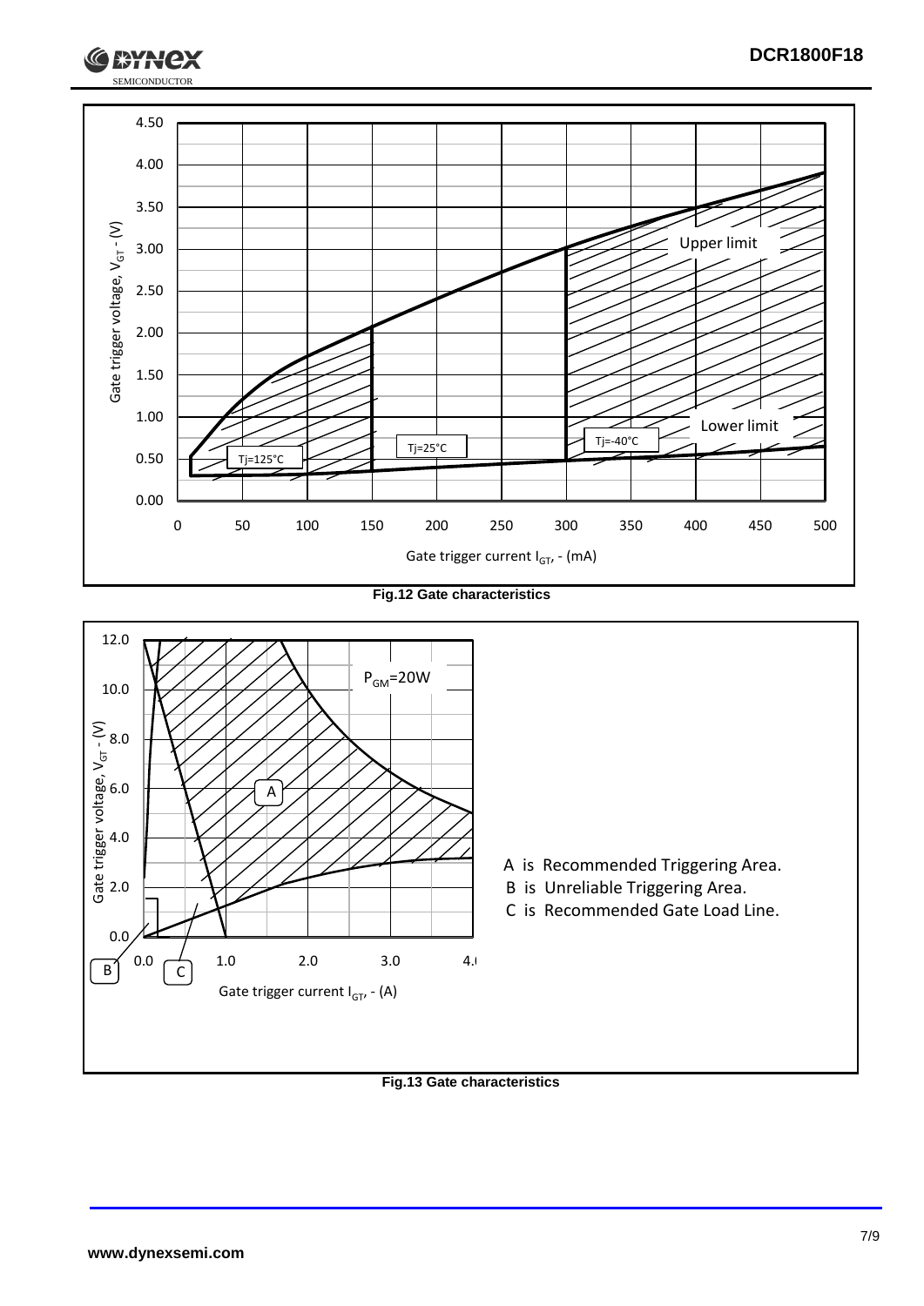Fig.12 Gate characteristics

A is Recommended Triggering Area.

B is Unreliable Triggering Area.

C is Recommended Gate Load Line.

Fig.13 Gate characteristics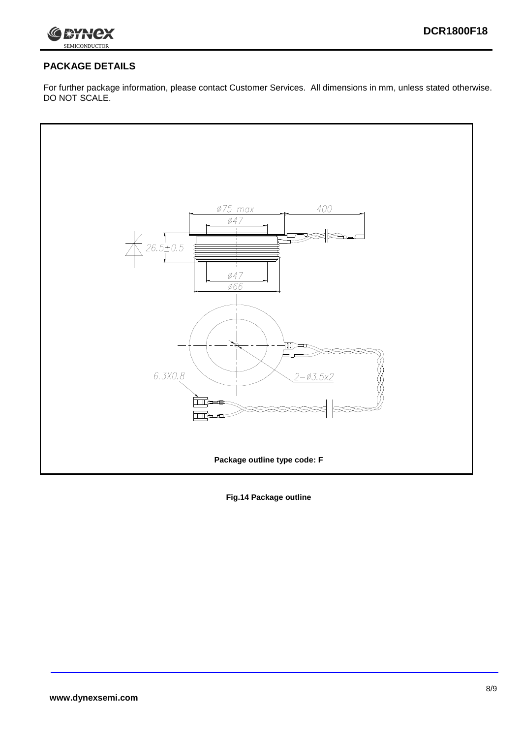## PACKAGE DETAILS

For further package information, please contact Customer Services. All dimensions in mm, unless stated otherwise. DO NOT SCALE.

Package outline type code: F

**Fig.14 Package outline**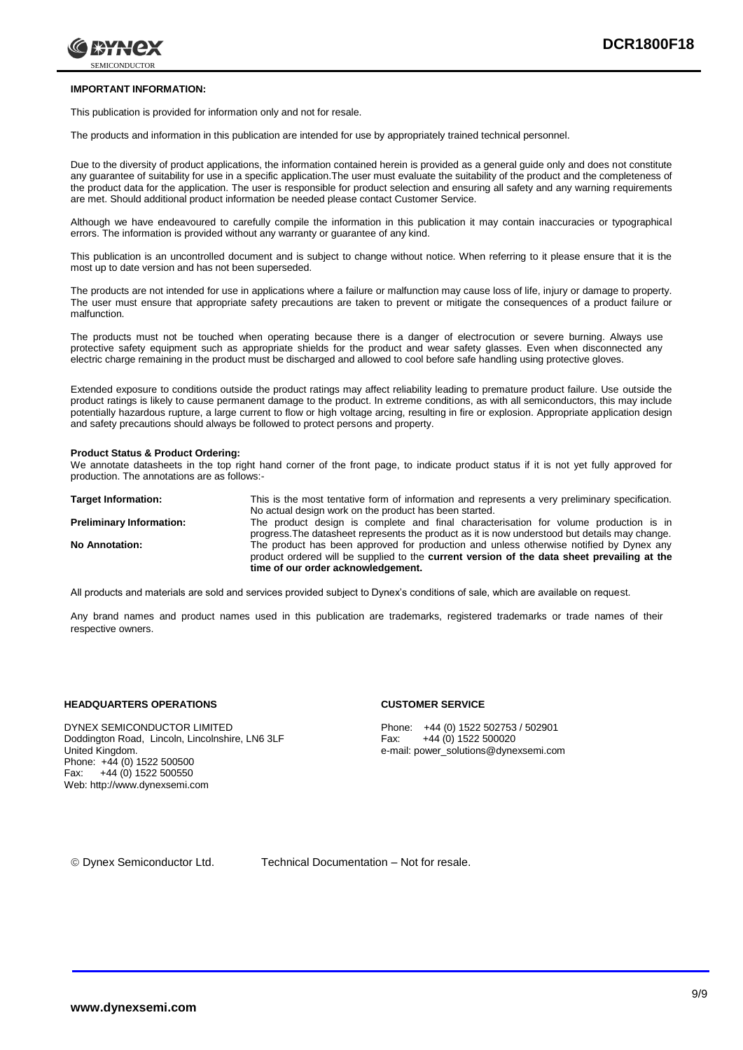**IMPORTANT INFORMATION:**

This publication is provided for information only and not for resale.

The products and information in this publication are intended for use by appropriately trained technical personnel.

Due to the diversity of product applications, the information contained herein is provided as a general guide only and does not constitute any guarantee of suitability for use in a specific application.The user must evaluate the suitability of the product and the completeness of the product data for the application. The user is responsible for product selection and ensuring all safety and any warning requirements are met. Should additional product information be needed please contact Customer Service.

Although we have endeavoured to carefully compile the information in this publication it may contain inaccuracies or typographical errors. The information is provided without any warranty or guarantee of any kind.

This publication is an uncontrolled document and is subject to change without notice. When referring to it please ensure that it is the most up to date version and has not been superseded.

The products are not intended for use in applications where a failure or malfunction may cause loss of life, injury or damage to property. The user must ensure that appropriate safety precautions are taken to prevent or mitigate the consequences of a product failure or malfunction.

The products must not be touched when operating because there is a danger of electrocution or severe burning. Always use protective safety equipment such as appropriate shields for the product and wear safety glasses. Even when disconnected any electric charge remaining in the product must be discharged and allowed to cool before safe handling using protective gloves.

Extended exposure to conditions outside the product ratings may affect reliability leading to premature product failure. Use outside the product ratings is likely to cause permanent damage to the product. In extreme conditions, as with all semiconductors, this may include potentially hazardous rupture, a large current to flow or high voltage arcing, resulting in fire or explosion. Appropriate application design and safety precautions should always be followed to protect persons and property.

**Product Status & Product Ordering:**

We annotate datasheets in the top right hand corner of the front page, to indicate product status if it is not yet fully approved for production. The annotations are as follows:-

| | |
|---|---|
| **Target Information:** | This is the most tentative form of information and represents a very preliminary specification. No actual design work on the product has been started. |
| **Preliminary Information:** | The product design is complete and final characterisation for volume production is in progress.The datasheet represents the product as it is now understood but details may change. |
| **No Annotation:** | The product has been approved for production and unless otherwise notified by Dynex any product ordered will be supplied to the **current version of the data sheet prevailing at the time of our order acknowledgement.** |

All products and materials are sold and services provided subject to Dynex's conditions of sale, which are available on request.

Any brand names and product names used in this publication are trademarks, registered trademarks or trade names of their respective owners.

**HEADQUARTERS OPERATIONS**

DYNEX SEMICONDUCTOR LIMITED
Doddington Road, Lincoln, Lincolnshire, LN6 3LF
United Kingdom.
Phone: +44 (0) 1522 500500
Fax: +44 (0) 1522 500550
Web: http://www.dynexsemi.com

**CUSTOMER SERVICE**

Phone: +44 (0) 1522 502753 / 502901
Fax: +44 (0) 1522 500020
e-mail: power_solutions@dynexsemi.com

© Dynex Semiconductor Ltd. Technical Documentation – Not for resale.